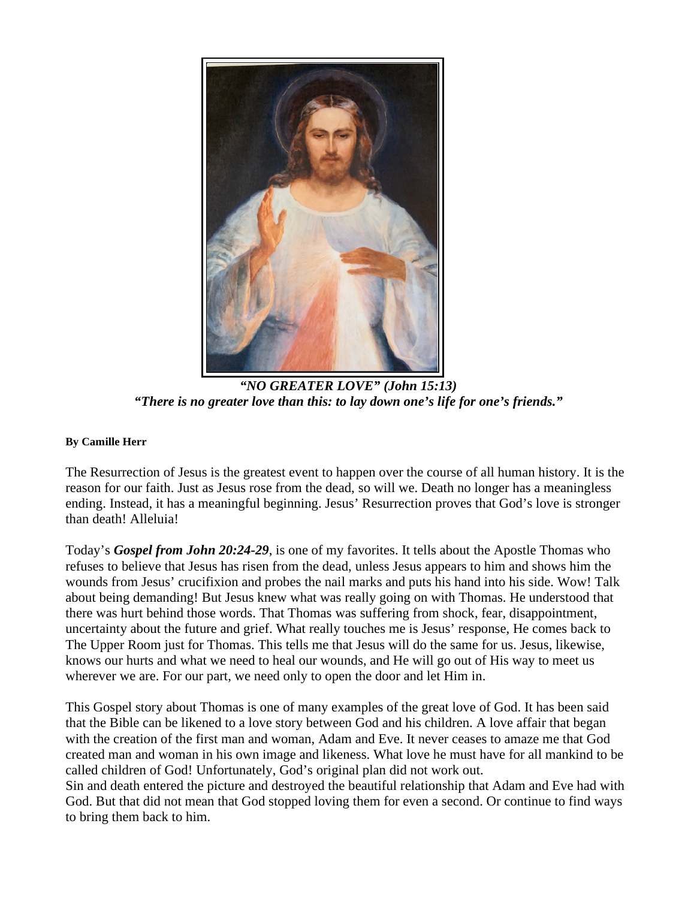*"NO GREATER LOVE" (John 15:13)*
*"There is no greater love than this: to lay down one's life for one's friends."*

**By Camille Herr**

The Resurrection of Jesus is the greatest event to happen over the course of all human history. It is the reason for our faith. Just as Jesus rose from the dead, so will we. Death no longer has a meaningless ending. Instead, it has a meaningful beginning. Jesus' Resurrection proves that God's love is stronger than death! Alleluia!

Today's ***Gospel from John 20:24-29***, is one of my favorites. It tells about the Apostle Thomas who refuses to believe that Jesus has risen from the dead, unless Jesus appears to him and shows him the wounds from Jesus' crucifixion and probes the nail marks and puts his hand into his side. Wow! Talk about being demanding! But Jesus knew what was really going on with Thomas. He understood that there was hurt behind those words. That Thomas was suffering from shock, fear, disappointment, uncertainty about the future and grief. What really touches me is Jesus' response, He comes back to The Upper Room just for Thomas. This tells me that Jesus will do the same for us. Jesus, likewise, knows our hurts and what we need to heal our wounds, and He will go out of His way to meet us wherever we are. For our part, we need only to open the door and let Him in.

This Gospel story about Thomas is one of many examples of the great love of God. It has been said that the Bible can be likened to a love story between God and his children. A love affair that began with the creation of the first man and woman, Adam and Eve. It never ceases to amaze me that God created man and woman in his own image and likeness. What love he must have for all mankind to be called children of God! Unfortunately, God's original plan did not work out.
Sin and death entered the picture and destroyed the beautiful relationship that Adam and Eve had with God. But that did not mean that God stopped loving them for even a second. Or continue to find ways to bring them back to him.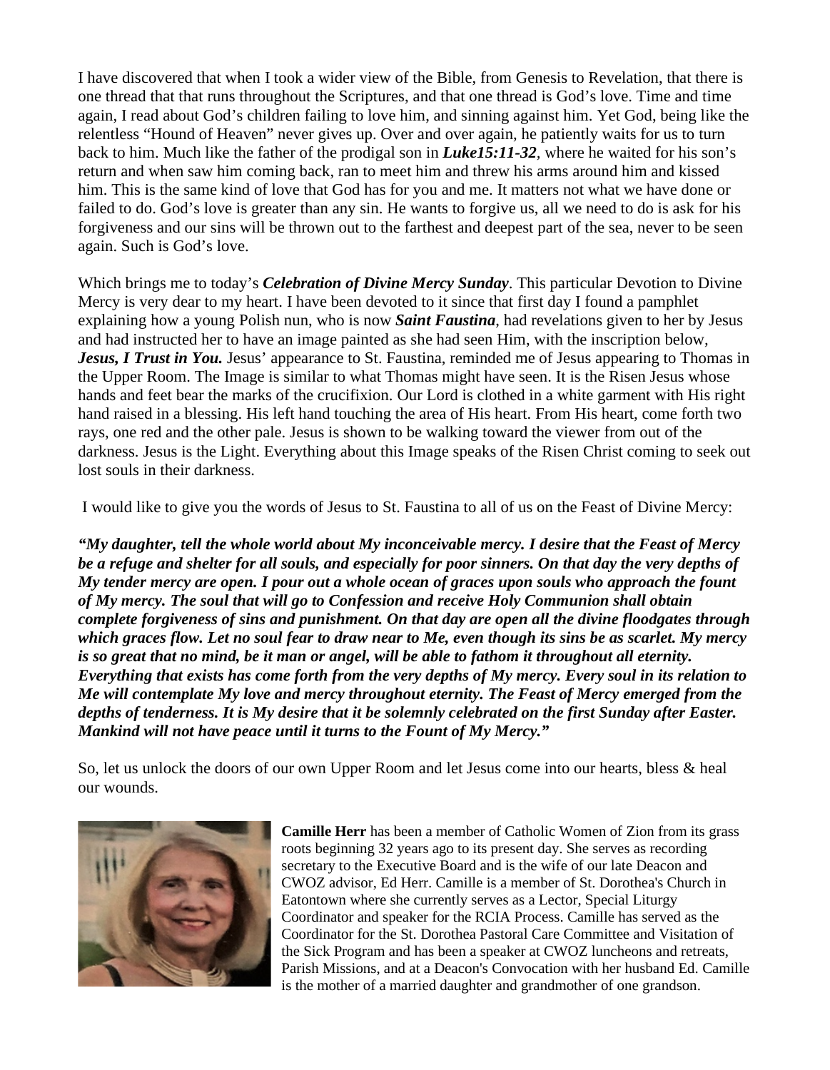I have discovered that when I took a wider view of the Bible, from Genesis to Revelation, that there is one thread that that runs throughout the Scriptures, and that one thread is God's love. Time and time again, I read about God's children failing to love him, and sinning against him. Yet God, being like the relentless "Hound of Heaven" never gives up. Over and over again, he patiently waits for us to turn back to him. Much like the father of the prodigal son in ***Luke15:11-32***, where he waited for his son's return and when saw him coming back, ran to meet him and threw his arms around him and kissed him. This is the same kind of love that God has for you and me. It matters not what we have done or failed to do. God's love is greater than any sin. He wants to forgive us, all we need to do is ask for his forgiveness and our sins will be thrown out to the farthest and deepest part of the sea, never to be seen again. Such is God's love.

Which brings me to today's ***Celebration of Divine Mercy Sunday***. This particular Devotion to Divine Mercy is very dear to my heart. I have been devoted to it since that first day I found a pamphlet explaining how a young Polish nun, who is now ***Saint Faustina***, had revelations given to her by Jesus and had instructed her to have an image painted as she had seen Him, with the inscription below, ***Jesus, I Trust in You.*** Jesus' appearance to St. Faustina, reminded me of Jesus appearing to Thomas in the Upper Room. The Image is similar to what Thomas might have seen. It is the Risen Jesus whose hands and feet bear the marks of the crucifixion. Our Lord is clothed in a white garment with His right hand raised in a blessing. His left hand touching the area of His heart. From His heart, come forth two rays, one red and the other pale. Jesus is shown to be walking toward the viewer from out of the darkness. Jesus is the Light. Everything about this Image speaks of the Risen Christ coming to seek out lost souls in their darkness.

I would like to give you the words of Jesus to St. Faustina to all of us on the Feast of Divine Mercy:

***"My daughter, tell the whole world about My inconceivable mercy. I desire that the Feast of Mercy be a refuge and shelter for all souls, and especially for poor sinners. On that day the very depths of My tender mercy are open. I pour out a whole ocean of graces upon souls who approach the fount of My mercy. The soul that will go to Confession and receive Holy Communion shall obtain complete forgiveness of sins and punishment. On that day are open all the divine floodgates through which graces flow. Let no soul fear to draw near to Me, even though its sins be as scarlet. My mercy is so great that no mind, be it man or angel, will be able to fathom it throughout all eternity. Everything that exists has come forth from the very depths of My mercy. Every soul in its relation to Me will contemplate My love and mercy throughout eternity. The Feast of Mercy emerged from the depths of tenderness. It is My desire that it be solemnly celebrated on the first Sunday after Easter. Mankind will not have peace until it turns to the Fount of My Mercy."***

So, let us unlock the doors of our own Upper Room and let Jesus come into our hearts, bless & heal our wounds.

**Camille Herr** has been a member of Catholic Women of Zion from its grass roots beginning 32 years ago to its present day. She serves as recording secretary to the Executive Board and is the wife of our late Deacon and CWOZ advisor, Ed Herr. Camille is a member of St. Dorothea's Church in Eatontown where she currently serves as a Lector, Special Liturgy Coordinator and speaker for the RCIA Process. Camille has served as the Coordinator for the St. Dorothea Pastoral Care Committee and Visitation of the Sick Program and has been a speaker at CWOZ luncheons and retreats, Parish Missions, and at a Deacon's Convocation with her husband Ed. Camille is the mother of a married daughter and grandmother of one grandson.